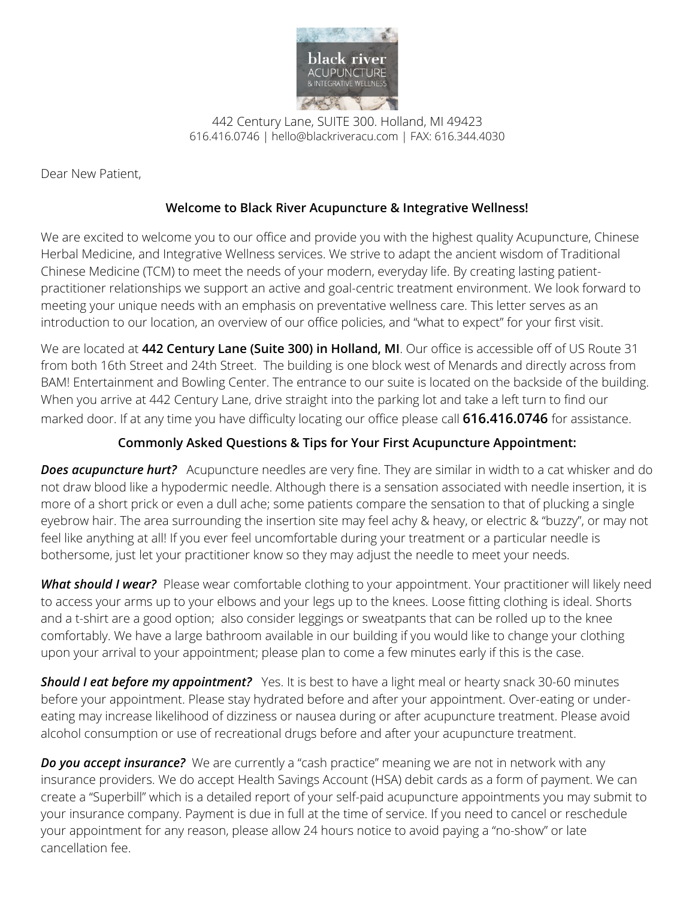black river ACUPUNCTURE & INTEGRATIVE WELLNESS

442 Century Lane, SUITE 300. Holland, MI 49423
616.416.0746 | hello@blackriveracu.com | FAX: 616.344.4030

Dear New Patient,

## Welcome to Black River Acupuncture & Integrative Wellness!

We are excited to welcome you to our office and provide you with the highest quality Acupuncture, Chinese Herbal Medicine, and Integrative Wellness services. We strive to adapt the ancient wisdom of Traditional Chinese Medicine (TCM) to meet the needs of your modern, everyday life. By creating lasting patient-practitioner relationships we support an active and goal-centric treatment environment. We look forward to meeting your unique needs with an emphasis on preventative wellness care. This letter serves as an introduction to our location, an overview of our office policies, and "what to expect" for your first visit.

We are located at **442 Century Lane (Suite 300) in Holland, MI**. Our office is accessible off of US Route 31 from both 16th Street and 24th Street. The building is one block west of Menards and directly across from BAM! Entertainment and Bowling Center. The entrance to our suite is located on the backside of the building. When you arrive at 442 Century Lane, drive straight into the parking lot and take a left turn to find our marked door. If at any time you have difficulty locating our office please call **616.416.0746** for assistance.

## Commonly Asked Questions & Tips for Your First Acupuncture Appointment:

***Does acupuncture hurt?*** Acupuncture needles are very fine. They are similar in width to a cat whisker and do not draw blood like a hypodermic needle. Although there is a sensation associated with needle insertion, it is more of a short prick or even a dull ache; some patients compare the sensation to that of plucking a single eyebrow hair. The area surrounding the insertion site may feel achy & heavy, or electric & "buzzy", or may not feel like anything at all! If you ever feel uncomfortable during your treatment or a particular needle is bothersome, just let your practitioner know so they may adjust the needle to meet your needs.

***What should I wear?*** Please wear comfortable clothing to your appointment. Your practitioner will likely need to access your arms up to your elbows and your legs up to the knees. Loose fitting clothing is ideal. Shorts and a t-shirt are a good option; also consider leggings or sweatpants that can be rolled up to the knee comfortably. We have a large bathroom available in our building if you would like to change your clothing upon your arrival to your appointment; please plan to come a few minutes early if this is the case.

***Should I eat before my appointment?*** Yes. It is best to have a light meal or hearty snack 30-60 minutes before your appointment. Please stay hydrated before and after your appointment. Over-eating or under-eating may increase likelihood of dizziness or nausea during or after acupuncture treatment. Please avoid alcohol consumption or use of recreational drugs before and after your acupuncture treatment.

***Do you accept insurance?*** We are currently a "cash practice" meaning we are not in network with any insurance providers. We do accept Health Savings Account (HSA) debit cards as a form of payment. We can create a "Superbill" which is a detailed report of your self-paid acupuncture appointments you may submit to your insurance company. Payment is due in full at the time of service. If you need to cancel or reschedule your appointment for any reason, please allow 24 hours notice to avoid paying a "no-show" or late cancellation fee.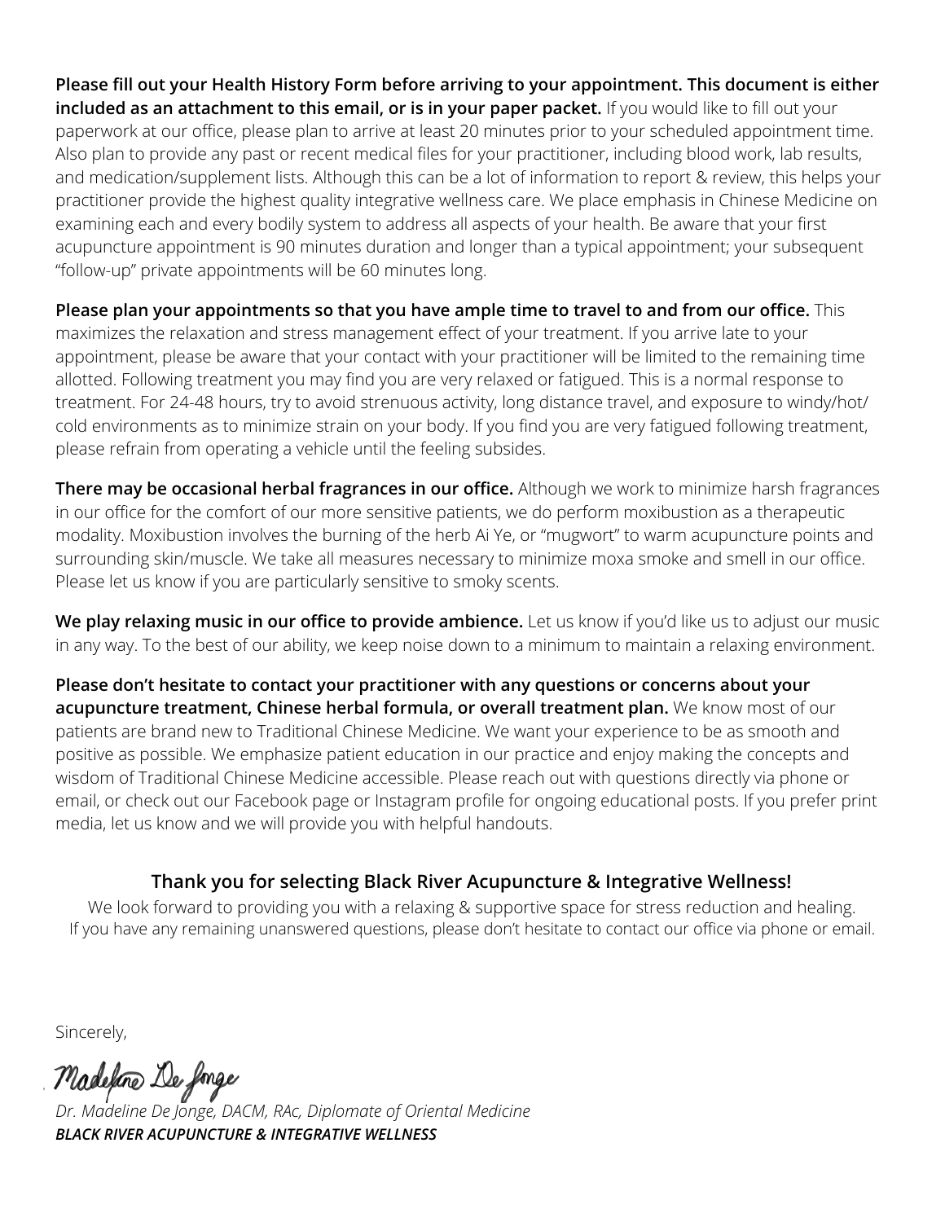**Please fill out your Health History Form before arriving to your appointment. This document is either included as an attachment to this email, or is in your paper packet.** If you would like to fill out your paperwork at our office, please plan to arrive at least 20 minutes prior to your scheduled appointment time. Also plan to provide any past or recent medical files for your practitioner, including blood work, lab results, and medication/supplement lists. Although this can be a lot of information to report & review, this helps your practitioner provide the highest quality integrative wellness care. We place emphasis in Chinese Medicine on examining each and every bodily system to address all aspects of your health. Be aware that your first acupuncture appointment is 90 minutes duration and longer than a typical appointment; your subsequent "follow-up" private appointments will be 60 minutes long.

**Please plan your appointments so that you have ample time to travel to and from our office.** This maximizes the relaxation and stress management effect of your treatment. If you arrive late to your appointment, please be aware that your contact with your practitioner will be limited to the remaining time allotted. Following treatment you may find you are very relaxed or fatigued. This is a normal response to treatment. For 24-48 hours, try to avoid strenuous activity, long distance travel, and exposure to windy/hot/cold environments as to minimize strain on your body. If you find you are very fatigued following treatment, please refrain from operating a vehicle until the feeling subsides.

**There may be occasional herbal fragrances in our office.** Although we work to minimize harsh fragrances in our office for the comfort of our more sensitive patients, we do perform moxibustion as a therapeutic modality. Moxibustion involves the burning of the herb Ai Ye, or "mugwort" to warm acupuncture points and surrounding skin/muscle. We take all measures necessary to minimize moxa smoke and smell in our office. Please let us know if you are particularly sensitive to smoky scents.

**We play relaxing music in our office to provide ambience.** Let us know if you'd like us to adjust our music in any way. To the best of our ability, we keep noise down to a minimum to maintain a relaxing environment.

**Please don't hesitate to contact your practitioner with any questions or concerns about your acupuncture treatment, Chinese herbal formula, or overall treatment plan.** We know most of our patients are brand new to Traditional Chinese Medicine. We want your experience to be as smooth and positive as possible. We emphasize patient education in our practice and enjoy making the concepts and wisdom of Traditional Chinese Medicine accessible. Please reach out with questions directly via phone or email, or check out our Facebook page or Instagram profile for ongoing educational posts. If you prefer print media, let us know and we will provide you with helpful handouts.

## Thank you for selecting Black River Acupuncture & Integrative Wellness!

We look forward to providing you with a relaxing & supportive space for stress reduction and healing.
If you have any remaining unanswered questions, please don't hesitate to contact our office via phone or email.

Sincerely,

Madeline De Jonge

*Dr. Madeline De Jonge, DACM, RAc, Diplomate of Oriental Medicine*
***BLACK RIVER ACUPUNCTURE & INTEGRATIVE WELLNESS***